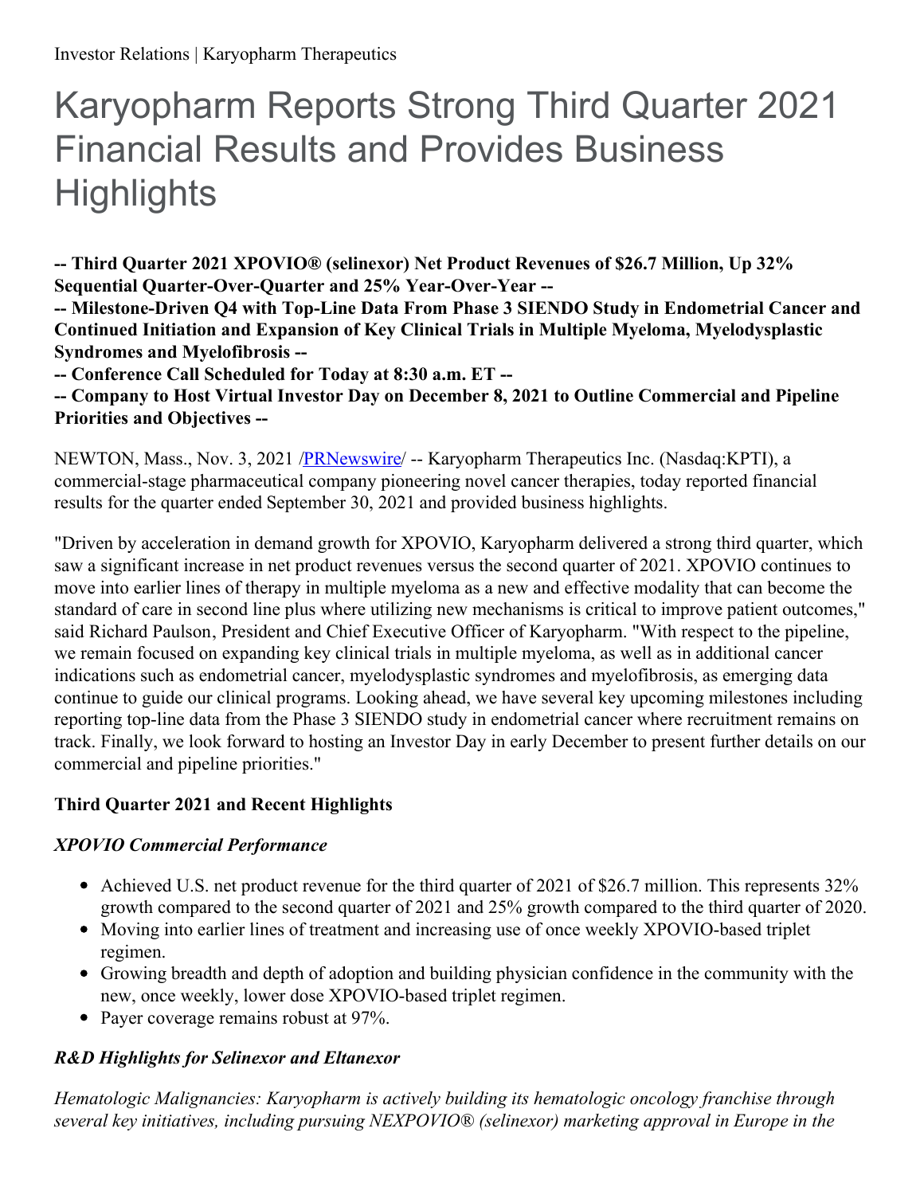# Karyopharm Reports Strong Third Quarter 2021 Financial Results and Provides Business Highlights

**-- Third Quarter 2021 XPOVIO® (selinexor) Net Product Revenues of $26.7 Million, Up 32% Sequential Quarter-Over-Quarter and 25% Year-Over-Year --**

**-- Milestone-Driven Q4 with Top-Line Data From Phase 3 SIENDO Study in Endometrial Cancer and Continued Initiation and Expansion of Key Clinical Trials in Multiple Myeloma, Myelodysplastic Syndromes and Myelofibrosis --**

**-- Conference Call Scheduled for Today at 8:30 a.m. ET --**

**-- Company to Host Virtual Investor Day on December 8, 2021 to Outline Commercial and Pipeline Priorities and Objectives --**

NEWTON, Mass., Nov. 3, 2021 /PRNewswire/ -- Karyopharm Therapeutics Inc. (Nasdaq:KPTI), a commercial-stage pharmaceutical company pioneering novel cancer therapies, today reported financial results for the quarter ended September 30, 2021 and provided business highlights.

"Driven by acceleration in demand growth for XPOVIO, Karyopharm delivered a strong third quarter, which saw a significant increase in net product revenues versus the second quarter of 2021. XPOVIO continues to move into earlier lines of therapy in multiple myeloma as a new and effective modality that can become the standard of care in second line plus where utilizing new mechanisms is critical to improve patient outcomes," said Richard Paulson, President and Chief Executive Officer of Karyopharm. "With respect to the pipeline, we remain focused on expanding key clinical trials in multiple myeloma, as well as in additional cancer indications such as endometrial cancer, myelodysplastic syndromes and myelofibrosis, as emerging data continue to guide our clinical programs. Looking ahead, we have several key upcoming milestones including reporting top-line data from the Phase 3 SIENDO study in endometrial cancer where recruitment remains on track. Finally, we look forward to hosting an Investor Day in early December to present further details on our commercial and pipeline priorities."

## Third Quarter 2021 and Recent Highlights

### *XPOVIO Commercial Performance*

- Achieved U.S. net product revenue for the third quarter of 2021 of $26.7 million. This represents 32% growth compared to the second quarter of 2021 and 25% growth compared to the third quarter of 2020.
- Moving into earlier lines of treatment and increasing use of once weekly XPOVIO-based triplet regimen.
- Growing breadth and depth of adoption and building physician confidence in the community with the new, once weekly, lower dose XPOVIO-based triplet regimen.
- Payer coverage remains robust at 97%.

### *R&D Highlights for Selinexor and Eltanexor*

*Hematologic Malignancies: Karyopharm is actively building its hematologic oncology franchise through several key initiatives, including pursuing NEXPOVIO® (selinexor) marketing approval in Europe in the*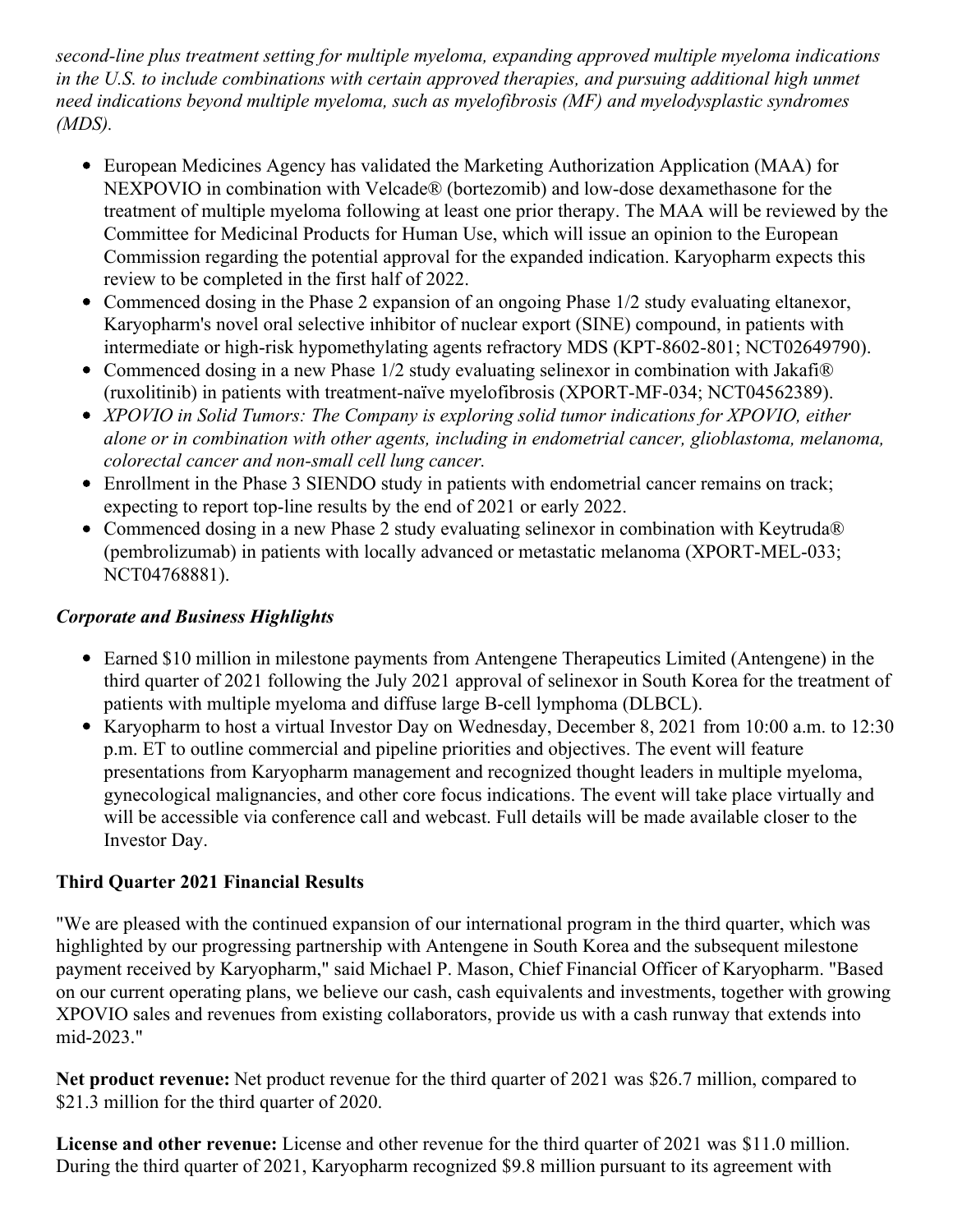*second-line plus treatment setting for multiple myeloma, expanding approved multiple myeloma indications in the U.S. to include combinations with certain approved therapies, and pursuing additional high unmet need indications beyond multiple myeloma, such as myelofibrosis (MF) and myelodysplastic syndromes (MDS).*

- European Medicines Agency has validated the Marketing Authorization Application (MAA) for NEXPOVIO in combination with Velcade® (bortezomib) and low-dose dexamethasone for the treatment of multiple myeloma following at least one prior therapy. The MAA will be reviewed by the Committee for Medicinal Products for Human Use, which will issue an opinion to the European Commission regarding the potential approval for the expanded indication. Karyopharm expects this review to be completed in the first half of 2022.
- Commenced dosing in the Phase 2 expansion of an ongoing Phase 1/2 study evaluating eltanexor, Karyopharm's novel oral selective inhibitor of nuclear export (SINE) compound, in patients with intermediate or high-risk hypomethylating agents refractory MDS (KPT-8602-801; NCT02649790).
- Commenced dosing in a new Phase 1/2 study evaluating selinexor in combination with Jakafi® (ruxolitinib) in patients with treatment-naïve myelofibrosis (XPORT-MF-034; NCT04562389).
- *XPOVIO in Solid Tumors: The Company is exploring solid tumor indications for XPOVIO, either alone or in combination with other agents, including in endometrial cancer, glioblastoma, melanoma, colorectal cancer and non-small cell lung cancer.*
- Enrollment in the Phase 3 SIENDO study in patients with endometrial cancer remains on track; expecting to report top-line results by the end of 2021 or early 2022.
- Commenced dosing in a new Phase 2 study evaluating selinexor in combination with Keytruda® (pembrolizumab) in patients with locally advanced or metastatic melanoma (XPORT-MEL-033; NCT04768881).

### *Corporate and Business Highlights*

- Earned $10 million in milestone payments from Antengene Therapeutics Limited (Antengene) in the third quarter of 2021 following the July 2021 approval of selinexor in South Korea for the treatment of patients with multiple myeloma and diffuse large B-cell lymphoma (DLBCL).
- Karyopharm to host a virtual Investor Day on Wednesday, December 8, 2021 from 10:00 a.m. to 12:30 p.m. ET to outline commercial and pipeline priorities and objectives. The event will feature presentations from Karyopharm management and recognized thought leaders in multiple myeloma, gynecological malignancies, and other core focus indications. The event will take place virtually and will be accessible via conference call and webcast. Full details will be made available closer to the Investor Day.

## Third Quarter 2021 Financial Results

"We are pleased with the continued expansion of our international program in the third quarter, which was highlighted by our progressing partnership with Antengene in South Korea and the subsequent milestone payment received by Karyopharm," said Michael P. Mason, Chief Financial Officer of Karyopharm. "Based on our current operating plans, we believe our cash, cash equivalents and investments, together with growing XPOVIO sales and revenues from existing collaborators, provide us with a cash runway that extends into mid-2023."

**Net product revenue:** Net product revenue for the third quarter of 2021 was $26.7 million, compared to $21.3 million for the third quarter of 2020.

**License and other revenue:** License and other revenue for the third quarter of 2021 was $11.0 million. During the third quarter of 2021, Karyopharm recognized $9.8 million pursuant to its agreement with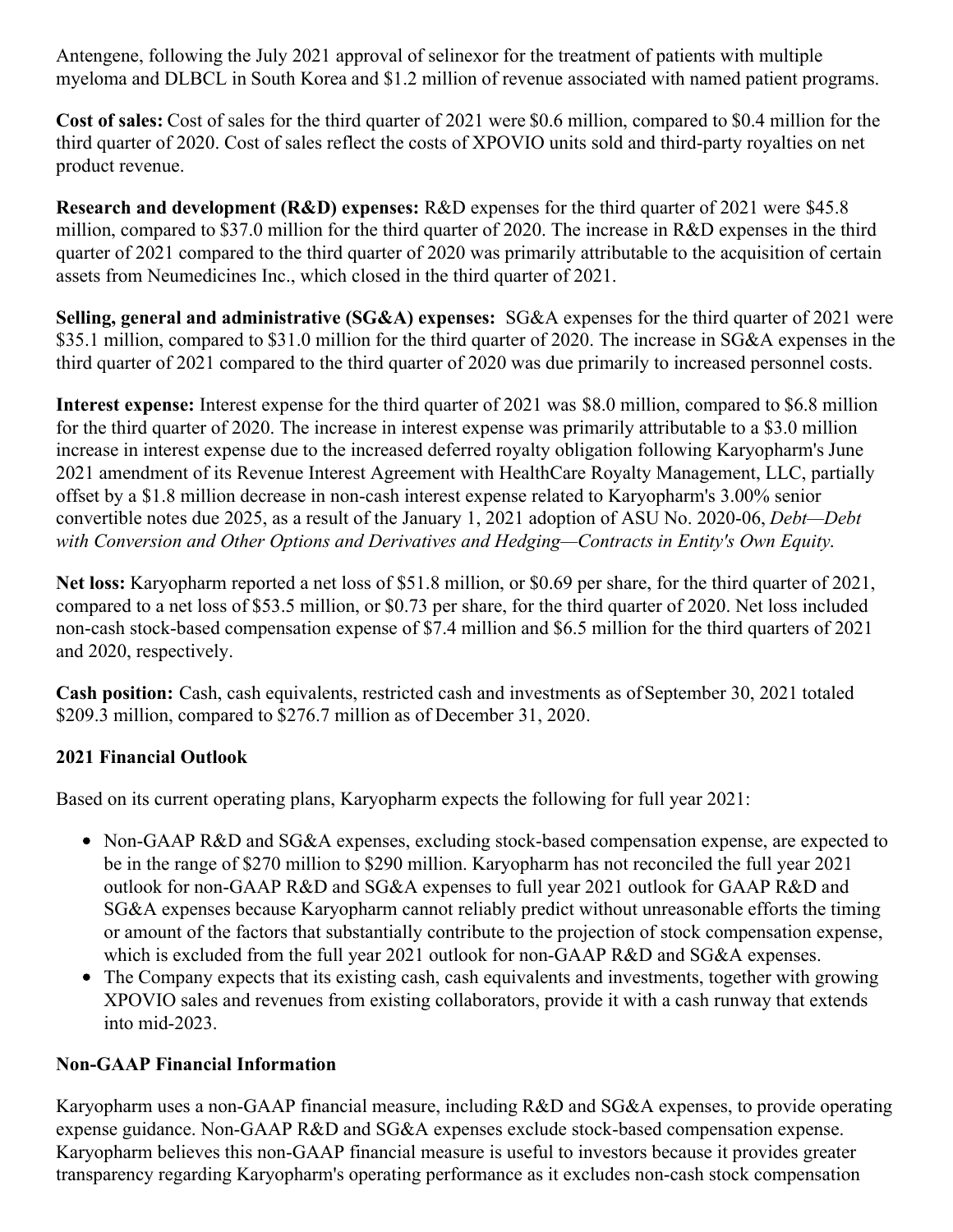Antengene, following the July 2021 approval of selinexor for the treatment of patients with multiple myeloma and DLBCL in South Korea and $1.2 million of revenue associated with named patient programs.

**Cost of sales:** Cost of sales for the third quarter of 2021 were $0.6 million, compared to $0.4 million for the third quarter of 2020. Cost of sales reflect the costs of XPOVIO units sold and third-party royalties on net product revenue.

**Research and development (R&D) expenses:** R&D expenses for the third quarter of 2021 were $45.8 million, compared to $37.0 million for the third quarter of 2020. The increase in R&D expenses in the third quarter of 2021 compared to the third quarter of 2020 was primarily attributable to the acquisition of certain assets from Neumedicines Inc., which closed in the third quarter of 2021.

**Selling, general and administrative (SG&A) expenses:** SG&A expenses for the third quarter of 2021 were $35.1 million, compared to $31.0 million for the third quarter of 2020. The increase in SG&A expenses in the third quarter of 2021 compared to the third quarter of 2020 was due primarily to increased personnel costs.

**Interest expense:** Interest expense for the third quarter of 2021 was $8.0 million, compared to $6.8 million for the third quarter of 2020. The increase in interest expense was primarily attributable to a $3.0 million increase in interest expense due to the increased deferred royalty obligation following Karyopharm's June 2021 amendment of its Revenue Interest Agreement with HealthCare Royalty Management, LLC, partially offset by a $1.8 million decrease in non-cash interest expense related to Karyopharm's 3.00% senior convertible notes due 2025, as a result of the January 1, 2021 adoption of ASU No. 2020-06, *Debt—Debt with Conversion and Other Options and Derivatives and Hedging—Contracts in Entity's Own Equity*.

**Net loss:** Karyopharm reported a net loss of $51.8 million, or $0.69 per share, for the third quarter of 2021, compared to a net loss of $53.5 million, or $0.73 per share, for the third quarter of 2020. Net loss included non-cash stock-based compensation expense of $7.4 million and $6.5 million for the third quarters of 2021 and 2020, respectively.

**Cash position:** Cash, cash equivalents, restricted cash and investments as of September 30, 2021 totaled $209.3 million, compared to $276.7 million as of December 31, 2020.

## 2021 Financial Outlook

Based on its current operating plans, Karyopharm expects the following for full year 2021:

- Non-GAAP R&D and SG&A expenses, excluding stock-based compensation expense, are expected to be in the range of $270 million to $290 million. Karyopharm has not reconciled the full year 2021 outlook for non-GAAP R&D and SG&A expenses to full year 2021 outlook for GAAP R&D and SG&A expenses because Karyopharm cannot reliably predict without unreasonable efforts the timing or amount of the factors that substantially contribute to the projection of stock compensation expense, which is excluded from the full year 2021 outlook for non-GAAP R&D and SG&A expenses.
- The Company expects that its existing cash, cash equivalents and investments, together with growing XPOVIO sales and revenues from existing collaborators, provide it with a cash runway that extends into mid-2023.

## Non-GAAP Financial Information

Karyopharm uses a non-GAAP financial measure, including R&D and SG&A expenses, to provide operating expense guidance. Non-GAAP R&D and SG&A expenses exclude stock-based compensation expense. Karyopharm believes this non-GAAP financial measure is useful to investors because it provides greater transparency regarding Karyopharm's operating performance as it excludes non-cash stock compensation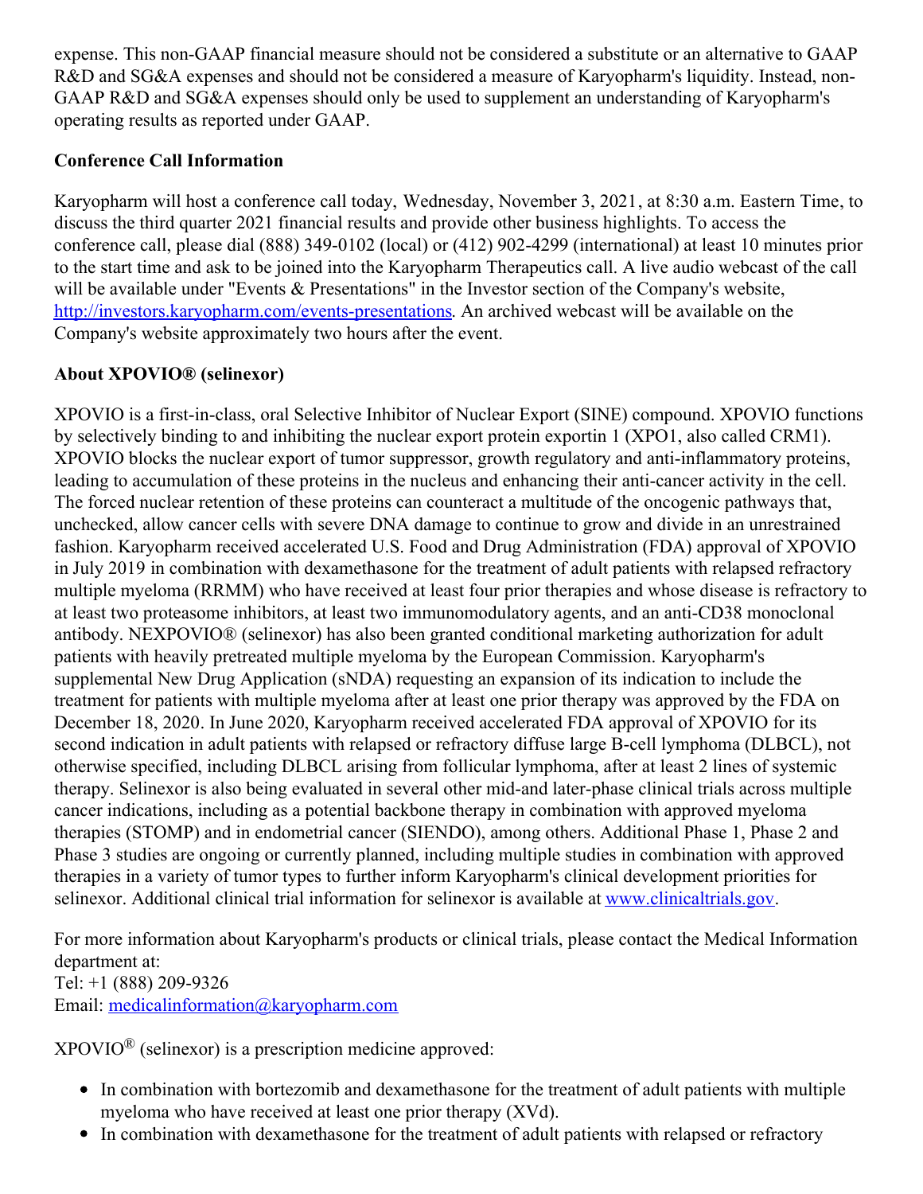expense. This non-GAAP financial measure should not be considered a substitute or an alternative to GAAP R&D and SG&A expenses and should not be considered a measure of Karyopharm's liquidity. Instead, non-GAAP R&D and SG&A expenses should only be used to supplement an understanding of Karyopharm's operating results as reported under GAAP.

**Conference Call Information**

Karyopharm will host a conference call today, Wednesday, November 3, 2021, at 8:30 a.m. Eastern Time, to discuss the third quarter 2021 financial results and provide other business highlights. To access the conference call, please dial (888) 349-0102 (local) or (412) 902-4299 (international) at least 10 minutes prior to the start time and ask to be joined into the Karyopharm Therapeutics call. A live audio webcast of the call will be available under "Events & Presentations" in the Investor section of the Company's website, http://investors.karyopharm.com/events-presentations. An archived webcast will be available on the Company's website approximately two hours after the event.

**About XPOVIO® (selinexor)**

XPOVIO is a first-in-class, oral Selective Inhibitor of Nuclear Export (SINE) compound. XPOVIO functions by selectively binding to and inhibiting the nuclear export protein exportin 1 (XPO1, also called CRM1). XPOVIO blocks the nuclear export of tumor suppressor, growth regulatory and anti-inflammatory proteins, leading to accumulation of these proteins in the nucleus and enhancing their anti-cancer activity in the cell. The forced nuclear retention of these proteins can counteract a multitude of the oncogenic pathways that, unchecked, allow cancer cells with severe DNA damage to continue to grow and divide in an unrestrained fashion. Karyopharm received accelerated U.S. Food and Drug Administration (FDA) approval of XPOVIO in July 2019 in combination with dexamethasone for the treatment of adult patients with relapsed refractory multiple myeloma (RRMM) who have received at least four prior therapies and whose disease is refractory to at least two proteasome inhibitors, at least two immunomodulatory agents, and an anti-CD38 monoclonal antibody. NEXPOVIO® (selinexor) has also been granted conditional marketing authorization for adult patients with heavily pretreated multiple myeloma by the European Commission. Karyopharm's supplemental New Drug Application (sNDA) requesting an expansion of its indication to include the treatment for patients with multiple myeloma after at least one prior therapy was approved by the FDA on December 18, 2020. In June 2020, Karyopharm received accelerated FDA approval of XPOVIO for its second indication in adult patients with relapsed or refractory diffuse large B-cell lymphoma (DLBCL), not otherwise specified, including DLBCL arising from follicular lymphoma, after at least 2 lines of systemic therapy. Selinexor is also being evaluated in several other mid-and later-phase clinical trials across multiple cancer indications, including as a potential backbone therapy in combination with approved myeloma therapies (STOMP) and in endometrial cancer (SIENDO), among others. Additional Phase 1, Phase 2 and Phase 3 studies are ongoing or currently planned, including multiple studies in combination with approved therapies in a variety of tumor types to further inform Karyopharm's clinical development priorities for selinexor. Additional clinical trial information for selinexor is available at www.clinicaltrials.gov.

For more information about Karyopharm's products or clinical trials, please contact the Medical Information department at:
Tel: +1 (888) 209-9326
Email: medicalinformation@karyopharm.com

XPOVIO® (selinexor) is a prescription medicine approved:

- In combination with bortezomib and dexamethasone for the treatment of adult patients with multiple myeloma who have received at least one prior therapy (XVd).
- In combination with dexamethasone for the treatment of adult patients with relapsed or refractory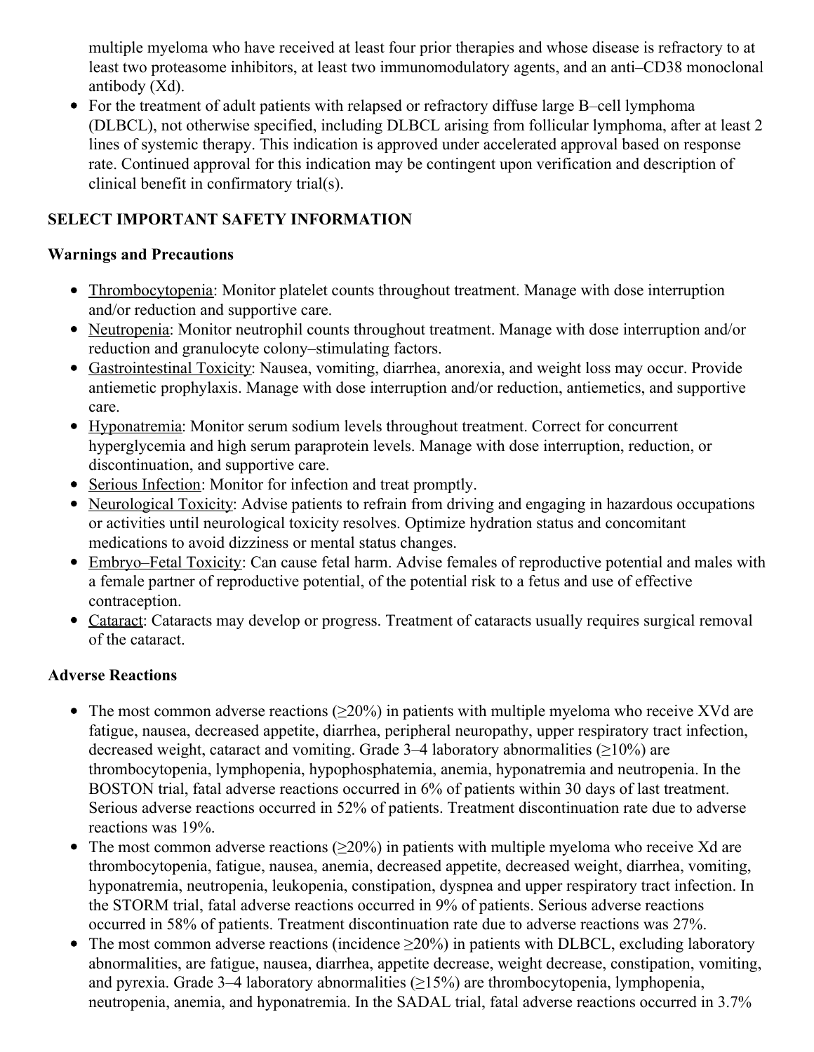multiple myeloma who have received at least four prior therapies and whose disease is refractory to at least two proteasome inhibitors, at least two immunomodulatory agents, and an anti–CD38 monoclonal antibody (Xd).

- For the treatment of adult patients with relapsed or refractory diffuse large B–cell lymphoma (DLBCL), not otherwise specified, including DLBCL arising from follicular lymphoma, after at least 2 lines of systemic therapy. This indication is approved under accelerated approval based on response rate. Continued approval for this indication may be contingent upon verification and description of clinical benefit in confirmatory trial(s).

**SELECT IMPORTANT SAFETY INFORMATION**

**Warnings and Precautions**

- Thrombocytopenia: Monitor platelet counts throughout treatment. Manage with dose interruption and/or reduction and supportive care.
- Neutropenia: Monitor neutrophil counts throughout treatment. Manage with dose interruption and/or reduction and granulocyte colony–stimulating factors.
- Gastrointestinal Toxicity: Nausea, vomiting, diarrhea, anorexia, and weight loss may occur. Provide antiemetic prophylaxis. Manage with dose interruption and/or reduction, antiemetics, and supportive care.
- Hyponatremia: Monitor serum sodium levels throughout treatment. Correct for concurrent hyperglycemia and high serum paraprotein levels. Manage with dose interruption, reduction, or discontinuation, and supportive care.
- Serious Infection: Monitor for infection and treat promptly.
- Neurological Toxicity: Advise patients to refrain from driving and engaging in hazardous occupations or activities until neurological toxicity resolves. Optimize hydration status and concomitant medications to avoid dizziness or mental status changes.
- Embryo–Fetal Toxicity: Can cause fetal harm. Advise females of reproductive potential and males with a female partner of reproductive potential, of the potential risk to a fetus and use of effective contraception.
- Cataract: Cataracts may develop or progress. Treatment of cataracts usually requires surgical removal of the cataract.

**Adverse Reactions**

- The most common adverse reactions (≥20%) in patients with multiple myeloma who receive XVd are fatigue, nausea, decreased appetite, diarrhea, peripheral neuropathy, upper respiratory tract infection, decreased weight, cataract and vomiting. Grade 3–4 laboratory abnormalities (≥10%) are thrombocytopenia, lymphopenia, hypophosphatemia, anemia, hyponatremia and neutropenia. In the BOSTON trial, fatal adverse reactions occurred in 6% of patients within 30 days of last treatment. Serious adverse reactions occurred in 52% of patients. Treatment discontinuation rate due to adverse reactions was 19%.
- The most common adverse reactions (≥20%) in patients with multiple myeloma who receive Xd are thrombocytopenia, fatigue, nausea, anemia, decreased appetite, decreased weight, diarrhea, vomiting, hyponatremia, neutropenia, leukopenia, constipation, dyspnea and upper respiratory tract infection. In the STORM trial, fatal adverse reactions occurred in 9% of patients. Serious adverse reactions occurred in 58% of patients. Treatment discontinuation rate due to adverse reactions was 27%.
- The most common adverse reactions (incidence ≥20%) in patients with DLBCL, excluding laboratory abnormalities, are fatigue, nausea, diarrhea, appetite decrease, weight decrease, constipation, vomiting, and pyrexia. Grade 3–4 laboratory abnormalities (≥15%) are thrombocytopenia, lymphopenia, neutropenia, anemia, and hyponatremia. In the SADAL trial, fatal adverse reactions occurred in 3.7%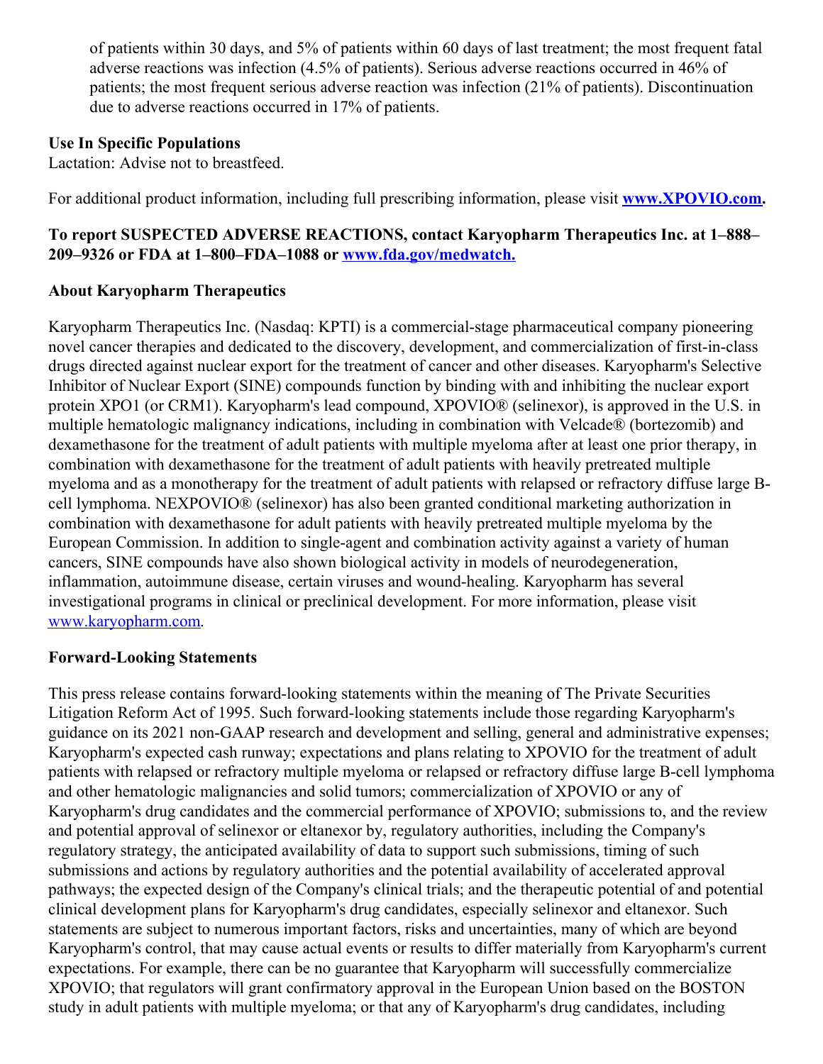of patients within 30 days, and 5% of patients within 60 days of last treatment; the most frequent fatal adverse reactions was infection (4.5% of patients). Serious adverse reactions occurred in 46% of patients; the most frequent serious adverse reaction was infection (21% of patients). Discontinuation due to adverse reactions occurred in 17% of patients.

**Use In Specific Populations**
Lactation: Advise not to breastfeed.

For additional product information, including full prescribing information, please visit **[www.XPOVIO.com](http://www.XPOVIO.com).**

**To report SUSPECTED ADVERSE REACTIONS, contact Karyopharm Therapeutics Inc. at 1–888–209–9326 or FDA at 1–800–FDA–1088 or [www.fda.gov/medwatch.](http://www.fda.gov/medwatch)**

**About Karyopharm Therapeutics**

Karyopharm Therapeutics Inc. (Nasdaq: KPTI) is a commercial-stage pharmaceutical company pioneering novel cancer therapies and dedicated to the discovery, development, and commercialization of first-in-class drugs directed against nuclear export for the treatment of cancer and other diseases. Karyopharm's Selective Inhibitor of Nuclear Export (SINE) compounds function by binding with and inhibiting the nuclear export protein XPO1 (or CRM1). Karyopharm's lead compound, XPOVIO® (selinexor), is approved in the U.S. in multiple hematologic malignancy indications, including in combination with Velcade® (bortezomib) and dexamethasone for the treatment of adult patients with multiple myeloma after at least one prior therapy, in combination with dexamethasone for the treatment of adult patients with heavily pretreated multiple myeloma and as a monotherapy for the treatment of adult patients with relapsed or refractory diffuse large B-cell lymphoma. NEXPOVIO® (selinexor) has also been granted conditional marketing authorization in combination with dexamethasone for adult patients with heavily pretreated multiple myeloma by the European Commission. In addition to single-agent and combination activity against a variety of human cancers, SINE compounds have also shown biological activity in models of neurodegeneration, inflammation, autoimmune disease, certain viruses and wound-healing. Karyopharm has several investigational programs in clinical or preclinical development. For more information, please visit [www.karyopharm.com](http://www.karyopharm.com).

**Forward-Looking Statements**

This press release contains forward-looking statements within the meaning of The Private Securities Litigation Reform Act of 1995. Such forward-looking statements include those regarding Karyopharm's guidance on its 2021 non-GAAP research and development and selling, general and administrative expenses; Karyopharm's expected cash runway; expectations and plans relating to XPOVIO for the treatment of adult patients with relapsed or refractory multiple myeloma or relapsed or refractory diffuse large B-cell lymphoma and other hematologic malignancies and solid tumors; commercialization of XPOVIO or any of Karyopharm's drug candidates and the commercial performance of XPOVIO; submissions to, and the review and potential approval of selinexor or eltanexor by, regulatory authorities, including the Company's regulatory strategy, the anticipated availability of data to support such submissions, timing of such submissions and actions by regulatory authorities and the potential availability of accelerated approval pathways; the expected design of the Company's clinical trials; and the therapeutic potential of and potential clinical development plans for Karyopharm's drug candidates, especially selinexor and eltanexor. Such statements are subject to numerous important factors, risks and uncertainties, many of which are beyond Karyopharm's control, that may cause actual events or results to differ materially from Karyopharm's current expectations. For example, there can be no guarantee that Karyopharm will successfully commercialize XPOVIO; that regulators will grant confirmatory approval in the European Union based on the BOSTON study in adult patients with multiple myeloma; or that any of Karyopharm's drug candidates, including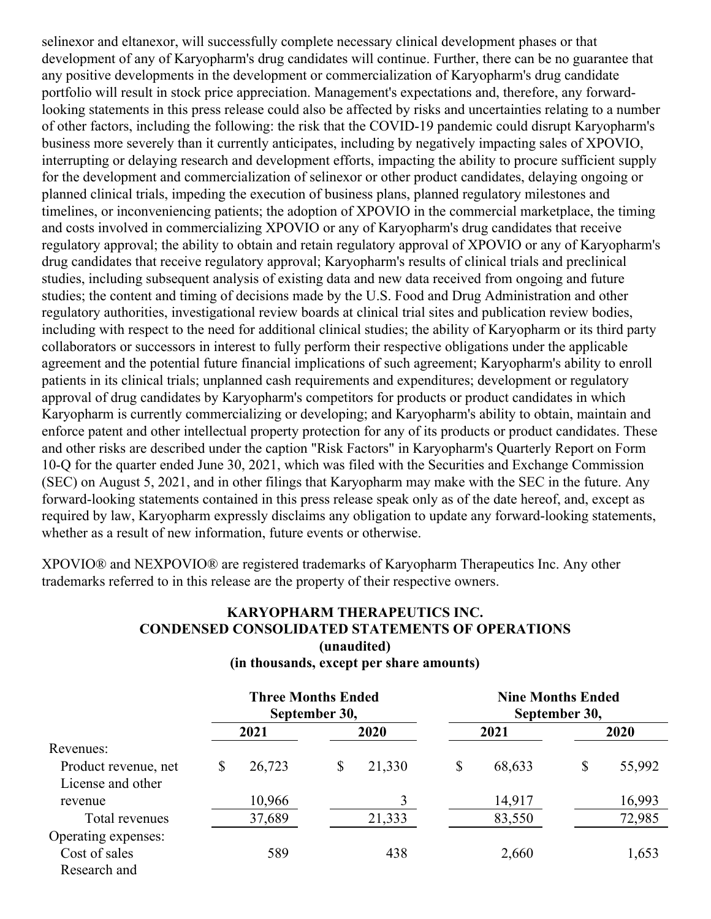selinexor and eltanexor, will successfully complete necessary clinical development phases or that development of any of Karyopharm's drug candidates will continue. Further, there can be no guarantee that any positive developments in the development or commercialization of Karyopharm's drug candidate portfolio will result in stock price appreciation. Management's expectations and, therefore, any forward-looking statements in this press release could also be affected by risks and uncertainties relating to a number of other factors, including the following: the risk that the COVID-19 pandemic could disrupt Karyopharm's business more severely than it currently anticipates, including by negatively impacting sales of XPOVIO, interrupting or delaying research and development efforts, impacting the ability to procure sufficient supply for the development and commercialization of selinexor or other product candidates, delaying ongoing or planned clinical trials, impeding the execution of business plans, planned regulatory milestones and timelines, or inconveniencing patients; the adoption of XPOVIO in the commercial marketplace, the timing and costs involved in commercializing XPOVIO or any of Karyopharm's drug candidates that receive regulatory approval; the ability to obtain and retain regulatory approval of XPOVIO or any of Karyopharm's drug candidates that receive regulatory approval; Karyopharm's results of clinical trials and preclinical studies, including subsequent analysis of existing data and new data received from ongoing and future studies; the content and timing of decisions made by the U.S. Food and Drug Administration and other regulatory authorities, investigational review boards at clinical trial sites and publication review bodies, including with respect to the need for additional clinical studies; the ability of Karyopharm or its third party collaborators or successors in interest to fully perform their respective obligations under the applicable agreement and the potential future financial implications of such agreement; Karyopharm's ability to enroll patients in its clinical trials; unplanned cash requirements and expenditures; development or regulatory approval of drug candidates by Karyopharm's competitors for products or product candidates in which Karyopharm is currently commercializing or developing; and Karyopharm's ability to obtain, maintain and enforce patent and other intellectual property protection for any of its products or product candidates. These and other risks are described under the caption "Risk Factors" in Karyopharm's Quarterly Report on Form 10-Q for the quarter ended June 30, 2021, which was filed with the Securities and Exchange Commission (SEC) on August 5, 2021, and in other filings that Karyopharm may make with the SEC in the future. Any forward-looking statements contained in this press release speak only as of the date hereof, and, except as required by law, Karyopharm expressly disclaims any obligation to update any forward-looking statements, whether as a result of new information, future events or otherwise.

XPOVIO® and NEXPOVIO® are registered trademarks of Karyopharm Therapeutics Inc. Any other trademarks referred to in this release are the property of their respective owners.

**KARYOPHARM THERAPEUTICS INC.**
**CONDENSED CONSOLIDATED STATEMENTS OF OPERATIONS**
**(unaudited)**
**(in thousands, except per share amounts)**

| | Three Months Ended September 30, | | Nine Months Ended September 30, | |
|---|---|---|---|---|
| | 2021 | 2020 | 2021 | 2020 |
| Revenues: | | | | |
| Product revenue, net | $ 26,723 | $ 21,330 | $ 68,633 | $ 55,992 |
| License and other revenue | 10,966 | 3 | 14,917 | 16,993 |
| Total revenues | 37,689 | 21,333 | 83,550 | 72,985 |
| Operating expenses: | | | | |
| Cost of sales | 589 | 438 | 2,660 | 1,653 |
| Research and | | | | |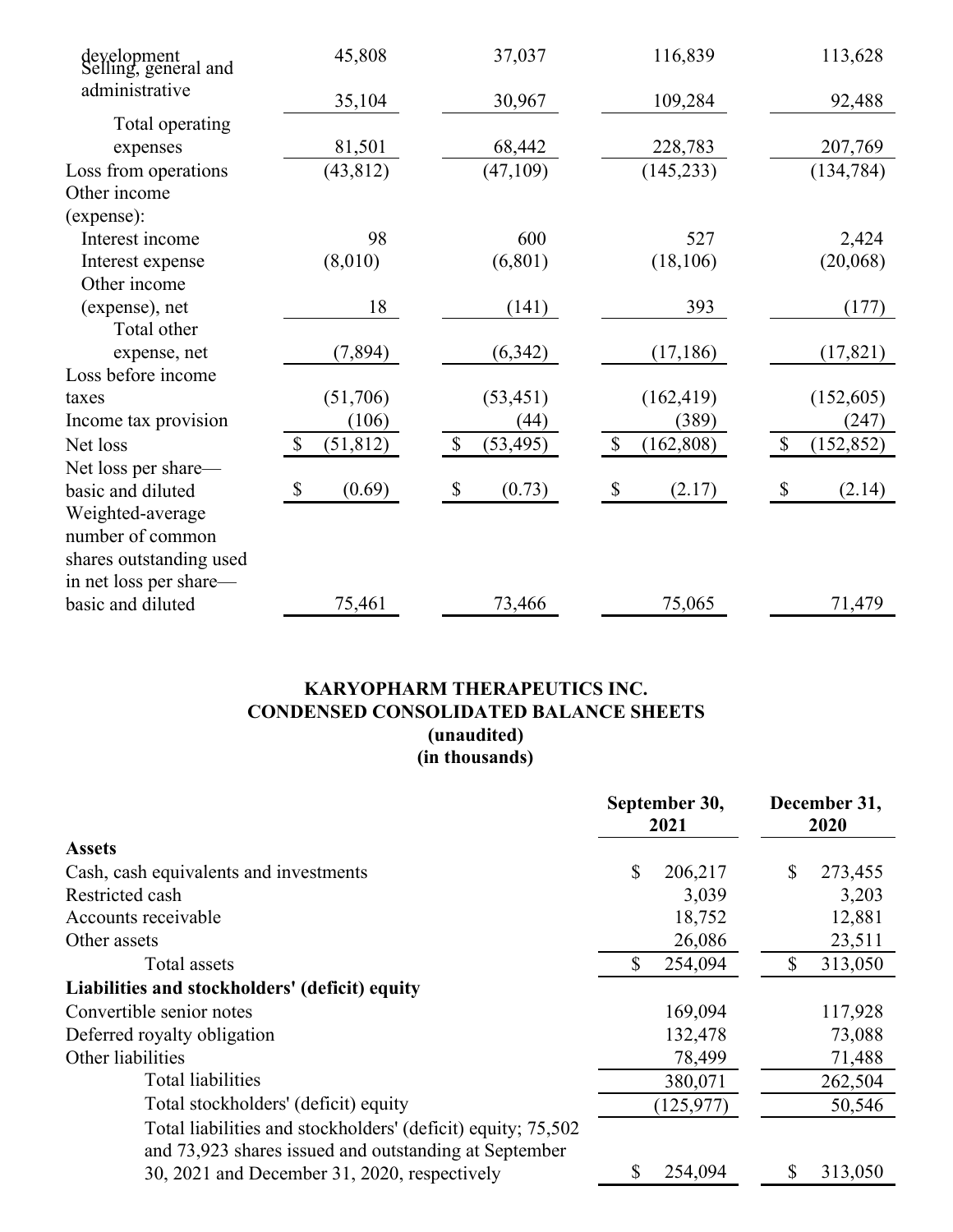| | | | | |
|---|---|---|---|---|
| development | 45,808 | 37,037 | 116,839 | 113,628 |
| Selling, general and administrative | 35,104 | 30,967 | 109,284 | 92,488 |
| Total operating expenses | 81,501 | 68,442 | 228,783 | 207,769 |
| Loss from operations | (43,812) | (47,109) | (145,233) | (134,784) |
| Other income (expense): | | | | |
| Interest income | 98 | 600 | 527 | 2,424 |
| Interest expense | (8,010) | (6,801) | (18,106) | (20,068) |
| Other income (expense), net | 18 | (141) | 393 | (177) |
| Total other expense, net | (7,894) | (6,342) | (17,186) | (17,821) |
| Loss before income taxes | (51,706) | (53,451) | (162,419) | (152,605) |
| Income tax provision | (106) | (44) | (389) | (247) |
| Net loss | $ (51,812) | $ (53,495) | $ (162,808) | $ (152,852) |
| Net loss per share—basic and diluted | $ (0.69) | $ (0.73) | $ (2.17) | $ (2.14) |
| Weighted-average number of common shares outstanding used in net loss per share—basic and diluted | 75,461 | 73,466 | 75,065 | 71,479 |

**KARYOPHARM THERAPEUTICS INC.**
**CONDENSED CONSOLIDATED BALANCE SHEETS**
**(unaudited)**
**(in thousands)**

| | September 30, 2021 | December 31, 2020 |
|---|---|---|
| **Assets** | | |
| Cash, cash equivalents and investments | $ 206,217 | $ 273,455 |
| Restricted cash | 3,039 | 3,203 |
| Accounts receivable | 18,752 | 12,881 |
| Other assets | 26,086 | 23,511 |
| Total assets | $ 254,094 | $ 313,050 |
| **Liabilities and stockholders' (deficit) equity** | | |
| Convertible senior notes | 169,094 | 117,928 |
| Deferred royalty obligation | 132,478 | 73,088 |
| Other liabilities | 78,499 | 71,488 |
| Total liabilities | 380,071 | 262,504 |
| Total stockholders' (deficit) equity | (125,977) | 50,546 |
| Total liabilities and stockholders' (deficit) equity; 75,502 and 73,923 shares issued and outstanding at September 30, 2021 and December 31, 2020, respectively | $ 254,094 | $ 313,050 |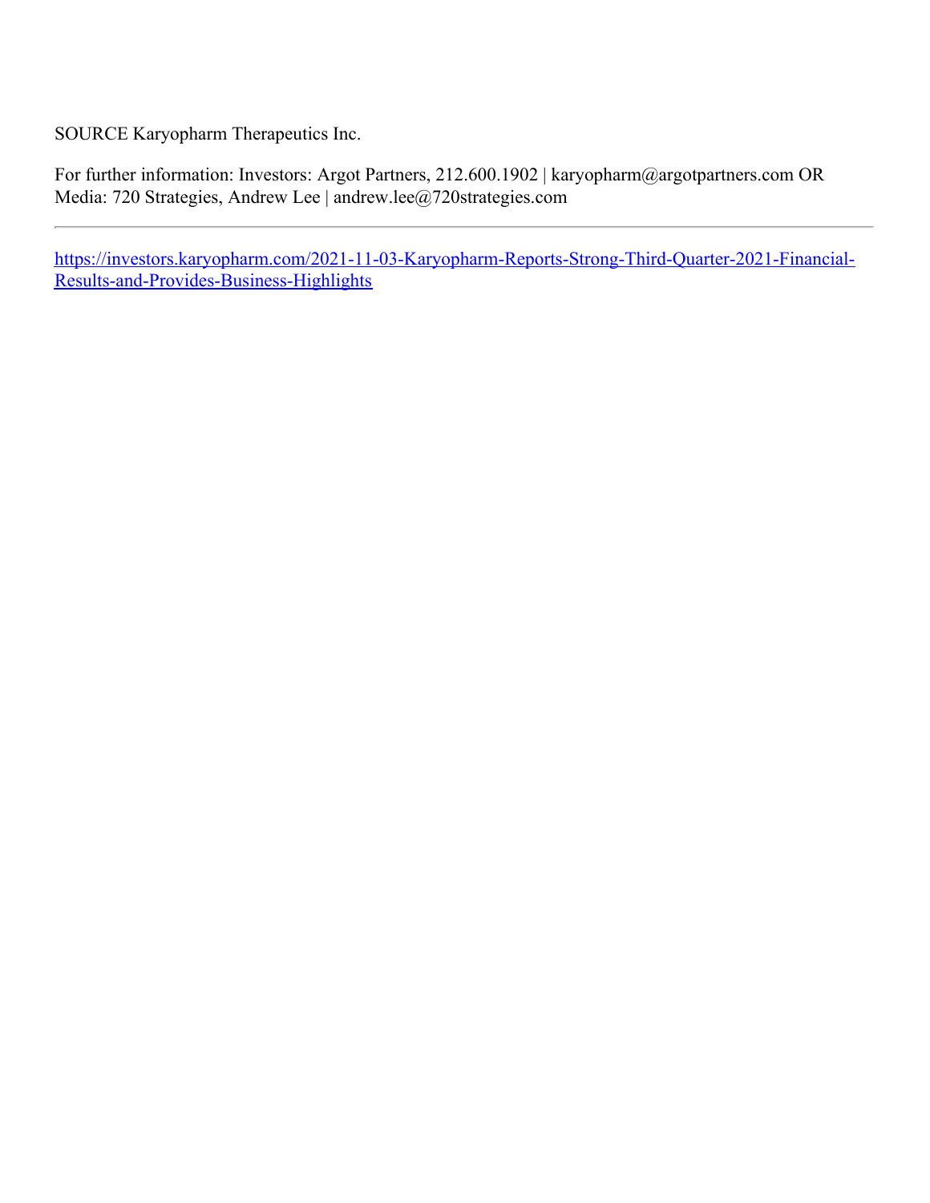SOURCE Karyopharm Therapeutics Inc.

For further information: Investors: Argot Partners, 212.600.1902 | karyopharm@argotpartners.com OR Media: 720 Strategies, Andrew Lee | andrew.lee@720strategies.com

---

https://investors.karyopharm.com/2021-11-03-Karyopharm-Reports-Strong-Third-Quarter-2021-Financial-Results-and-Provides-Business-Highlights